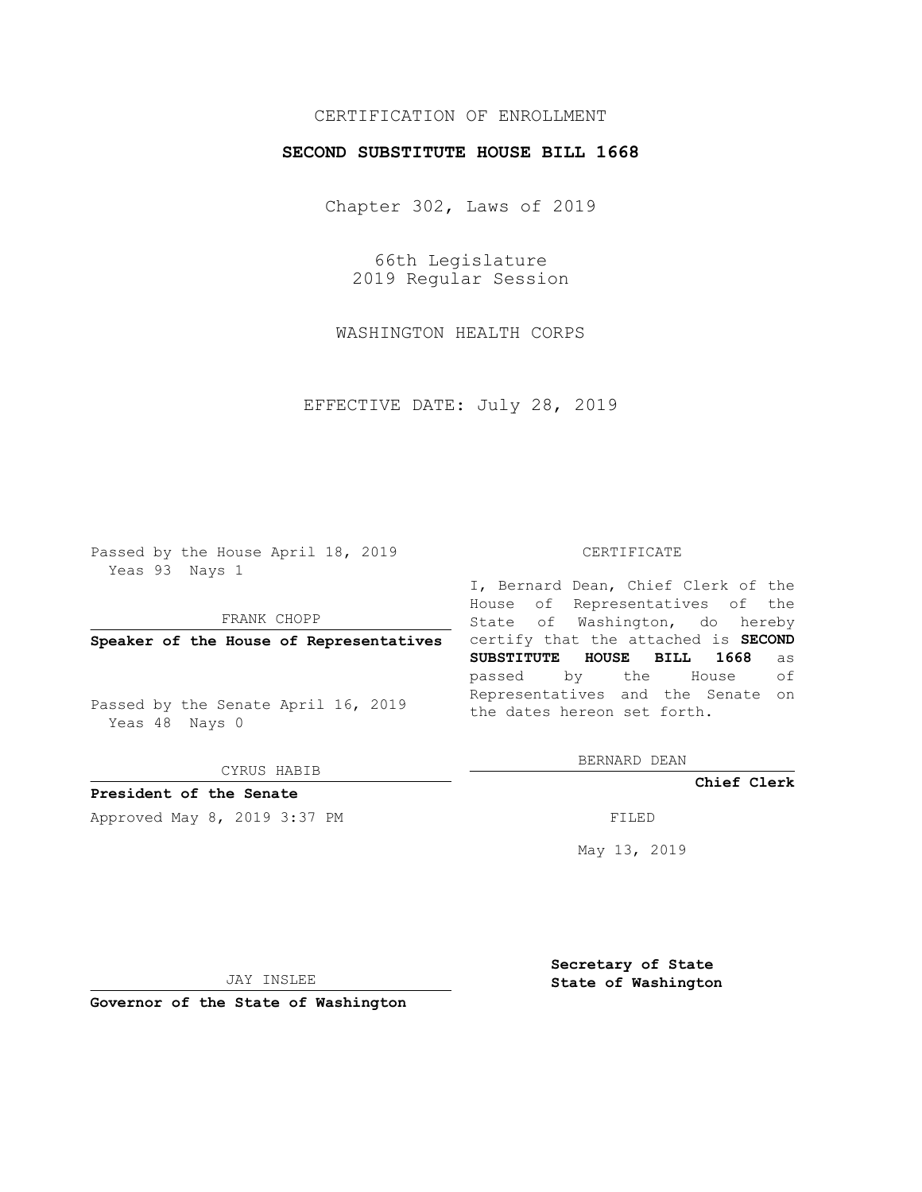CERTIFICATION OF ENROLLMENT

**SECOND SUBSTITUTE HOUSE BILL 1668**

Chapter 302, Laws of 2019

66th Legislature
2019 Regular Session

WASHINGTON HEALTH CORPS

EFFECTIVE DATE: July 28, 2019

Passed by the House April 18, 2019
Yeas 93 Nays 1

FRANK CHOPP

**Speaker of the House of Representatives**

Passed by the Senate April 16, 2019
Yeas 48 Nays 0

CYRUS HABIB

**President of the Senate**

Approved May 8, 2019 3:37 PM

JAY INSLEE

**Governor of the State of Washington**

CERTIFICATE

I, Bernard Dean, Chief Clerk of the House of Representatives of the State of Washington, do hereby certify that the attached is **SECOND SUBSTITUTE HOUSE BILL 1668** as passed by the House of Representatives and the Senate on the dates hereon set forth.

BERNARD DEAN

**Chief Clerk**

FILED

May 13, 2019

**Secretary of State**
**State of Washington**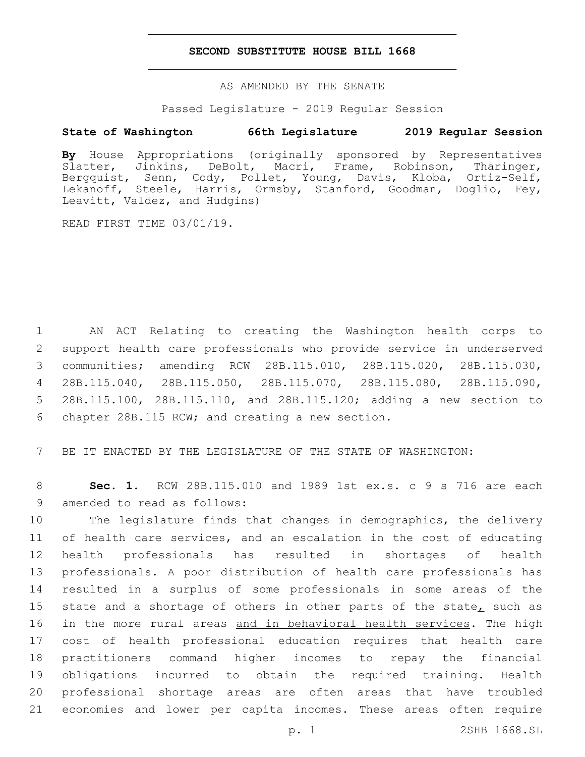# SECOND SUBSTITUTE HOUSE BILL 1668

AS AMENDED BY THE SENATE

Passed Legislature - 2019 Regular Session

**State of Washington 66th Legislature 2019 Regular Session**

**By** House Appropriations (originally sponsored by Representatives Slatter, Jinkins, DeBolt, Macri, Frame, Robinson, Tharinger, Bergquist, Senn, Cody, Pollet, Young, Davis, Kloba, Ortiz-Self, Lekanoff, Steele, Harris, Ormsby, Stanford, Goodman, Doglio, Fey, Leavitt, Valdez, and Hudgins)

READ FIRST TIME 03/01/19.

1 AN ACT Relating to creating the Washington health corps to 2 support health care professionals who provide service in underserved 3 communities; amending RCW 28B.115.010, 28B.115.020, 28B.115.030, 4 28B.115.040, 28B.115.050, 28B.115.070, 28B.115.080, 28B.115.090, 5 28B.115.100, 28B.115.110, and 28B.115.120; adding a new section to 6 chapter 28B.115 RCW; and creating a new section.

7 BE IT ENACTED BY THE LEGISLATURE OF THE STATE OF WASHINGTON:

8 **Sec. 1.** RCW 28B.115.010 and 1989 1st ex.s. c 9 s 716 are each 9 amended to read as follows:

10 The legislature finds that changes in demographics, the delivery 11 of health care services, and an escalation in the cost of educating 12 health professionals has resulted in shortages of health 13 professionals. A poor distribution of health care professionals has 14 resulted in a surplus of some professionals in some areas of the 15 state and a shortage of others in other parts of the state, such as 16 in the more rural areas and in behavioral health services. The high 17 cost of health professional education requires that health care 18 practitioners command higher incomes to repay the financial 19 obligations incurred to obtain the required training. Health 20 professional shortage areas are often areas that have troubled 21 economies and lower per capita incomes. These areas often require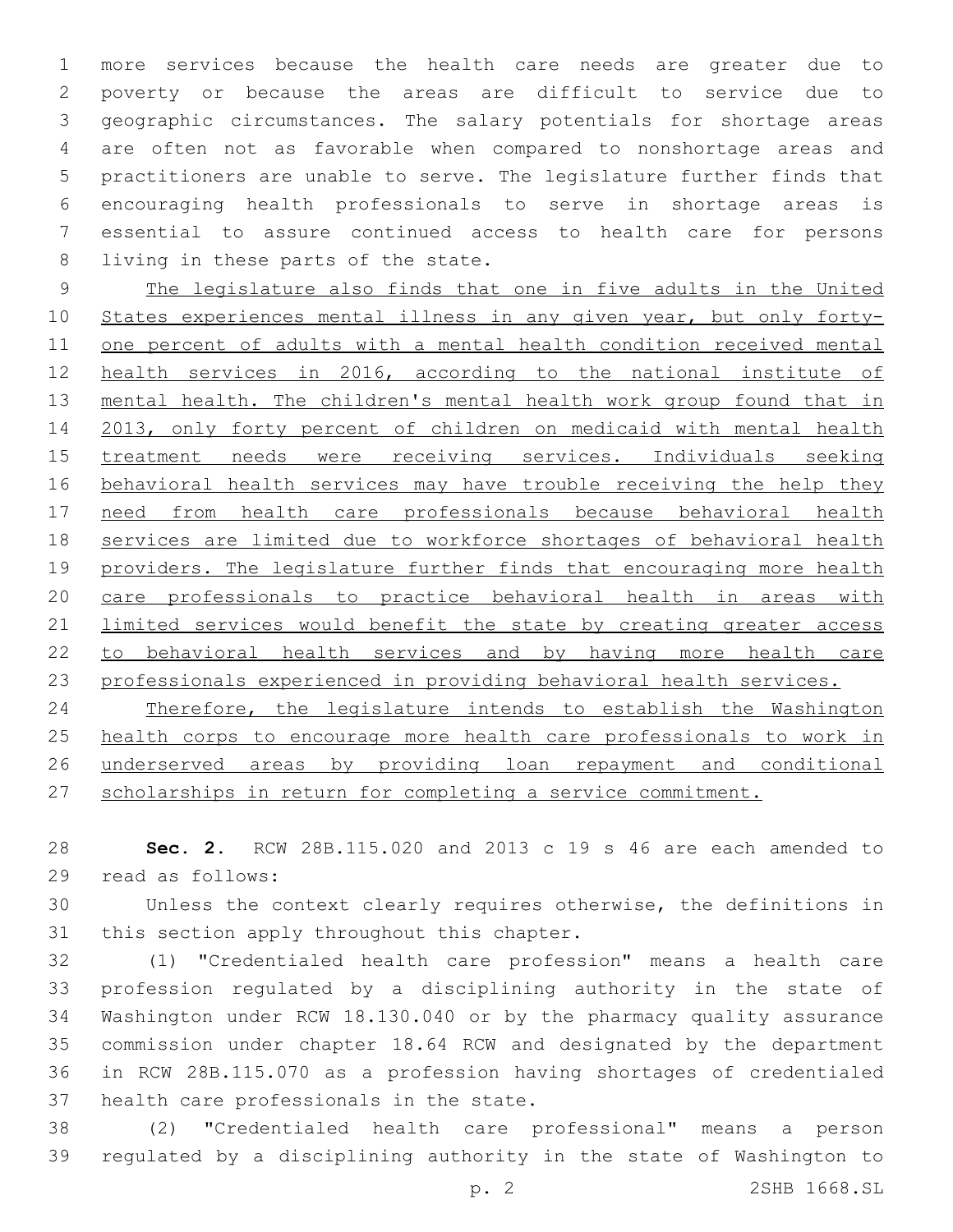more services because the health care needs are greater due to poverty or because the areas are difficult to service due to geographic circumstances. The salary potentials for shortage areas are often not as favorable when compared to nonshortage areas and practitioners are unable to serve. The legislature further finds that encouraging health professionals to serve in shortage areas is essential to assure continued access to health care for persons living in these parts of the state.

<u>The legislature also finds that one in five adults in the United States experiences mental illness in any given year, but only forty-one percent of adults with a mental health condition received mental health services in 2016, according to the national institute of mental health. The children's mental health work group found that in 2013, only forty percent of children on medicaid with mental health treatment needs were receiving services. Individuals seeking behavioral health services may have trouble receiving the help they need from health care professionals because behavioral health services are limited due to workforce shortages of behavioral health providers. The legislature further finds that encouraging more health care professionals to practice behavioral health in areas with limited services would benefit the state by creating greater access to behavioral health services and by having more health care professionals experienced in providing behavioral health services.</u>

<u>Therefore, the legislature intends to establish the Washington health corps to encourage more health care professionals to work in underserved areas by providing loan repayment and conditional scholarships in return for completing a service commitment.</u>

**Sec. 2.** RCW 28B.115.020 and 2013 c 19 s 46 are each amended to read as follows:

Unless the context clearly requires otherwise, the definitions in this section apply throughout this chapter.

(1) "Credentialed health care profession" means a health care profession regulated by a disciplining authority in the state of Washington under RCW 18.130.040 or by the pharmacy quality assurance commission under chapter 18.64 RCW and designated by the department in RCW 28B.115.070 as a profession having shortages of credentialed health care professionals in the state.

(2) "Credentialed health care professional" means a person regulated by a disciplining authority in the state of Washington to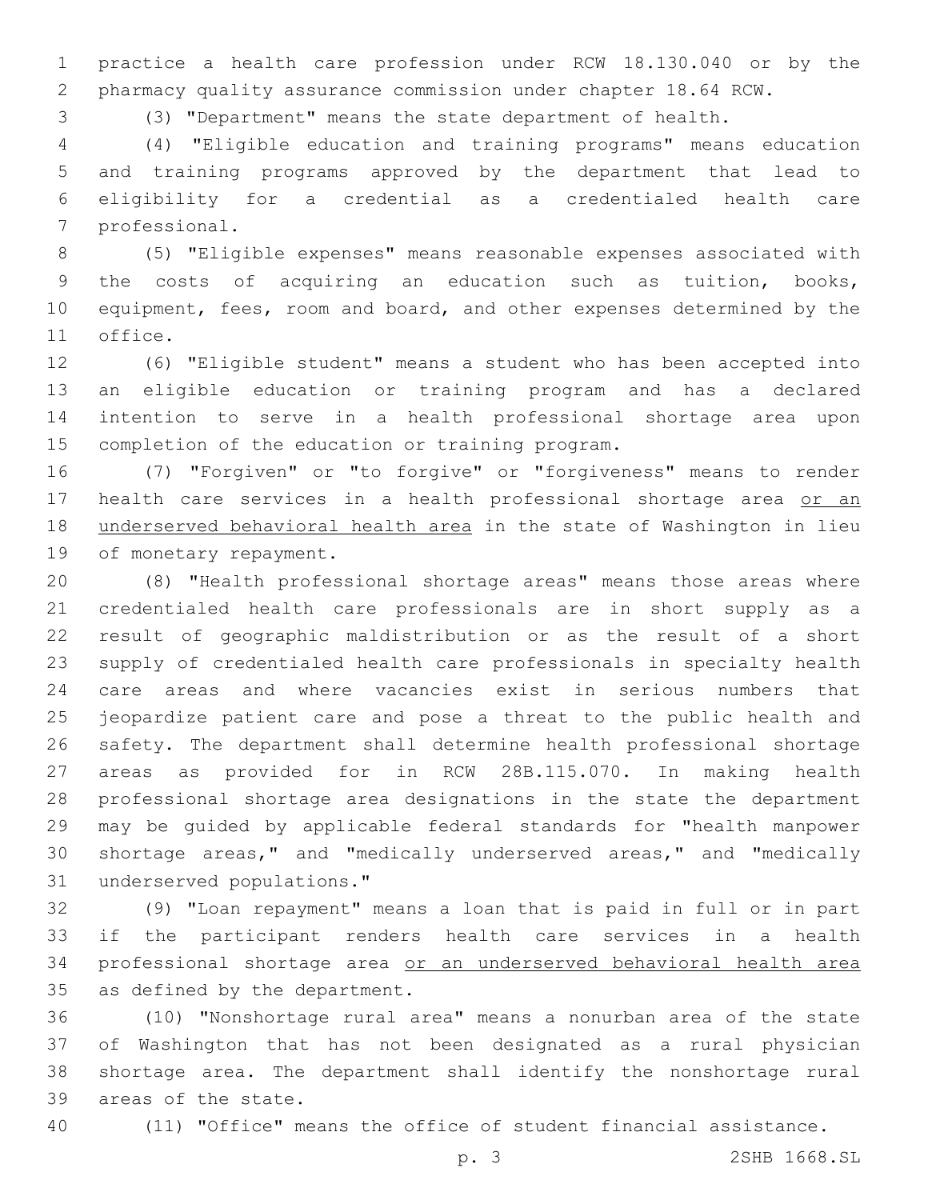practice a health care profession under RCW 18.130.040 or by the pharmacy quality assurance commission under chapter 18.64 RCW.

(3) "Department" means the state department of health.

(4) "Eligible education and training programs" means education and training programs approved by the department that lead to eligibility for a credential as a credentialed health care professional.

(5) "Eligible expenses" means reasonable expenses associated with the costs of acquiring an education such as tuition, books, equipment, fees, room and board, and other expenses determined by the office.

(6) "Eligible student" means a student who has been accepted into an eligible education or training program and has a declared intention to serve in a health professional shortage area upon completion of the education or training program.

(7) "Forgiven" or "to forgive" or "forgiveness" means to render health care services in a health professional shortage area <u>or an underserved behavioral health area</u> in the state of Washington in lieu of monetary repayment.

(8) "Health professional shortage areas" means those areas where credentialed health care professionals are in short supply as a result of geographic maldistribution or as the result of a short supply of credentialed health care professionals in specialty health care areas and where vacancies exist in serious numbers that jeopardize patient care and pose a threat to the public health and safety. The department shall determine health professional shortage areas as provided for in RCW 28B.115.070. In making health professional shortage area designations in the state the department may be guided by applicable federal standards for "health manpower shortage areas," and "medically underserved areas," and "medically underserved populations."

(9) "Loan repayment" means a loan that is paid in full or in part if the participant renders health care services in a health professional shortage area <u>or an underserved behavioral health area</u> as defined by the department.

(10) "Nonshortage rural area" means a nonurban area of the state of Washington that has not been designated as a rural physician shortage area. The department shall identify the nonshortage rural areas of the state.

(11) "Office" means the office of student financial assistance.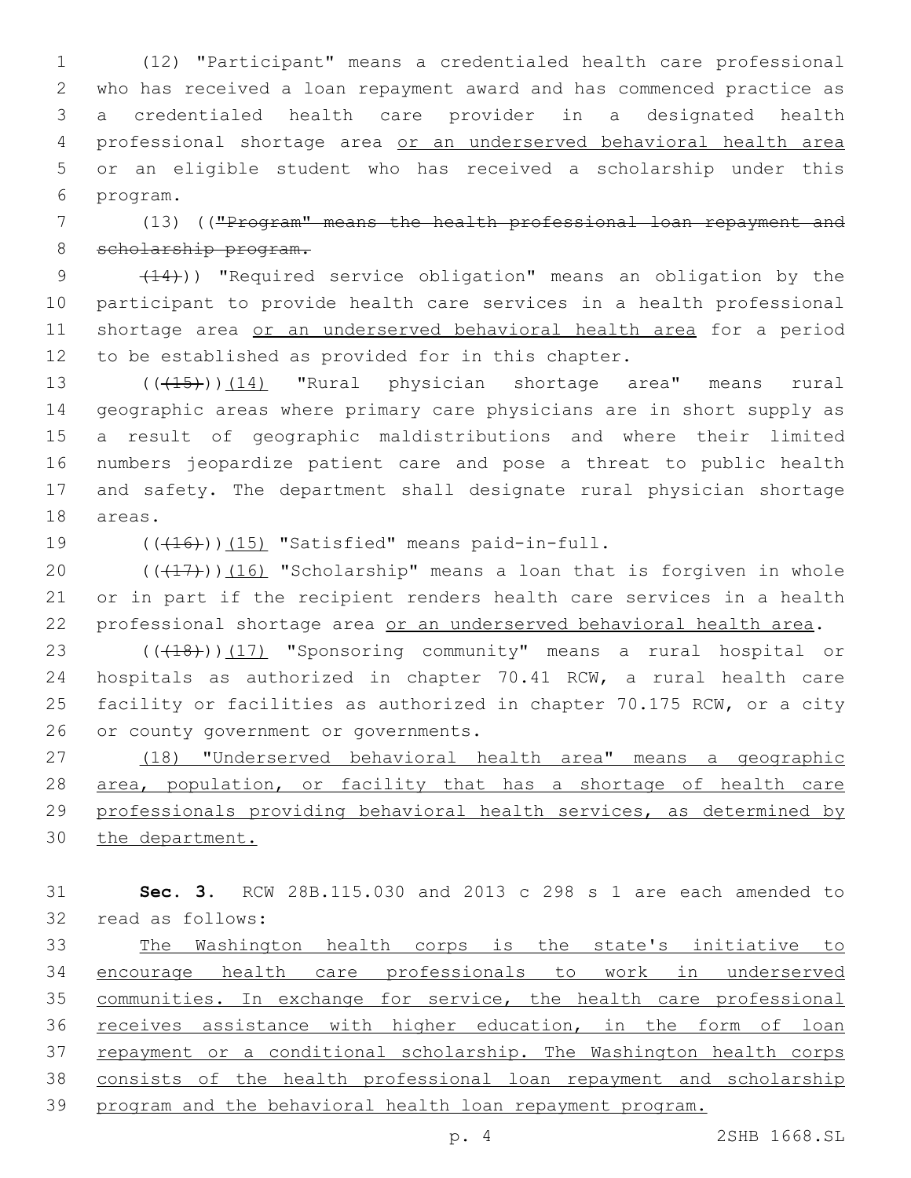(12) "Participant" means a credentialed health care professional who has received a loan repayment award and has commenced practice as a credentialed health care provider in a designated health professional shortage area or an underserved behavioral health area or an eligible student who has received a scholarship under this program.

(13) (("Program" means the health professional loan repayment and scholarship program.

(14))) "Required service obligation" means an obligation by the participant to provide health care services in a health professional shortage area or an underserved behavioral health area for a period to be established as provided for in this chapter.

(((15)))(14) "Rural physician shortage area" means rural geographic areas where primary care physicians are in short supply as a result of geographic maldistributions and where their limited numbers jeopardize patient care and pose a threat to public health and safety. The department shall designate rural physician shortage areas.

(((16)))(15) "Satisfied" means paid-in-full.

(((17)))(16) "Scholarship" means a loan that is forgiven in whole or in part if the recipient renders health care services in a health professional shortage area or an underserved behavioral health area.

(((18)))(17) "Sponsoring community" means a rural hospital or hospitals as authorized in chapter 70.41 RCW, a rural health care facility or facilities as authorized in chapter 70.175 RCW, or a city or county government or governments.

(18) "Underserved behavioral health area" means a geographic area, population, or facility that has a shortage of health care professionals providing behavioral health services, as determined by the department.

**Sec. 3.** RCW 28B.115.030 and 2013 c 298 s 1 are each amended to read as follows:

The Washington health corps is the state's initiative to encourage health care professionals to work in underserved communities. In exchange for service, the health care professional receives assistance with higher education, in the form of loan repayment or a conditional scholarship. The Washington health corps consists of the health professional loan repayment and scholarship program and the behavioral health loan repayment program.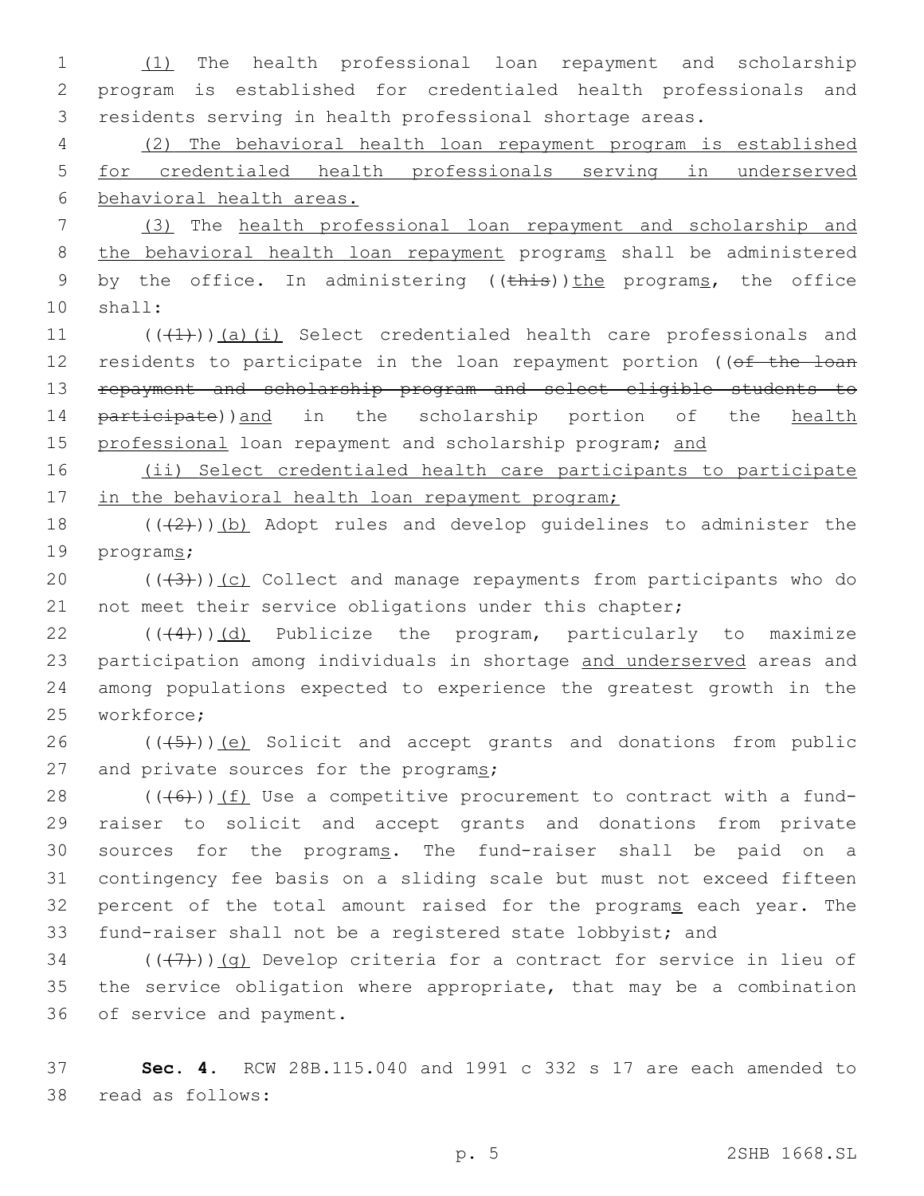(1) The health professional loan repayment and scholarship program is established for credentialed health professionals and residents serving in health professional shortage areas.

(2) The behavioral health loan repayment program is established for credentialed health professionals serving in underserved behavioral health areas.

(3) The health professional loan repayment and scholarship and the behavioral health loan repayment programs shall be administered by the office. In administering ((this))the programs, the office shall:

(((1)))(a)(i) Select credentialed health care professionals and residents to participate in the loan repayment portion ((of the loan repayment and scholarship program and select eligible students to participate))and in the scholarship portion of the health professional loan repayment and scholarship program; and

(ii) Select credentialed health care participants to participate in the behavioral health loan repayment program;

(((2)))(b) Adopt rules and develop guidelines to administer the programs;

(((3)))(c) Collect and manage repayments from participants who do not meet their service obligations under this chapter;

(((4)))(d) Publicize the program, particularly to maximize participation among individuals in shortage and underserved areas and among populations expected to experience the greatest growth in the workforce;

(((5)))(e) Solicit and accept grants and donations from public and private sources for the programs;

(((6)))(f) Use a competitive procurement to contract with a fund-raiser to solicit and accept grants and donations from private sources for the programs. The fund-raiser shall be paid on a contingency fee basis on a sliding scale but must not exceed fifteen percent of the total amount raised for the programs each year. The fund-raiser shall not be a registered state lobbyist; and

(((7)))(g) Develop criteria for a contract for service in lieu of the service obligation where appropriate, that may be a combination of service and payment.

**Sec. 4.** RCW 28B.115.040 and 1991 c 332 s 17 are each amended to read as follows: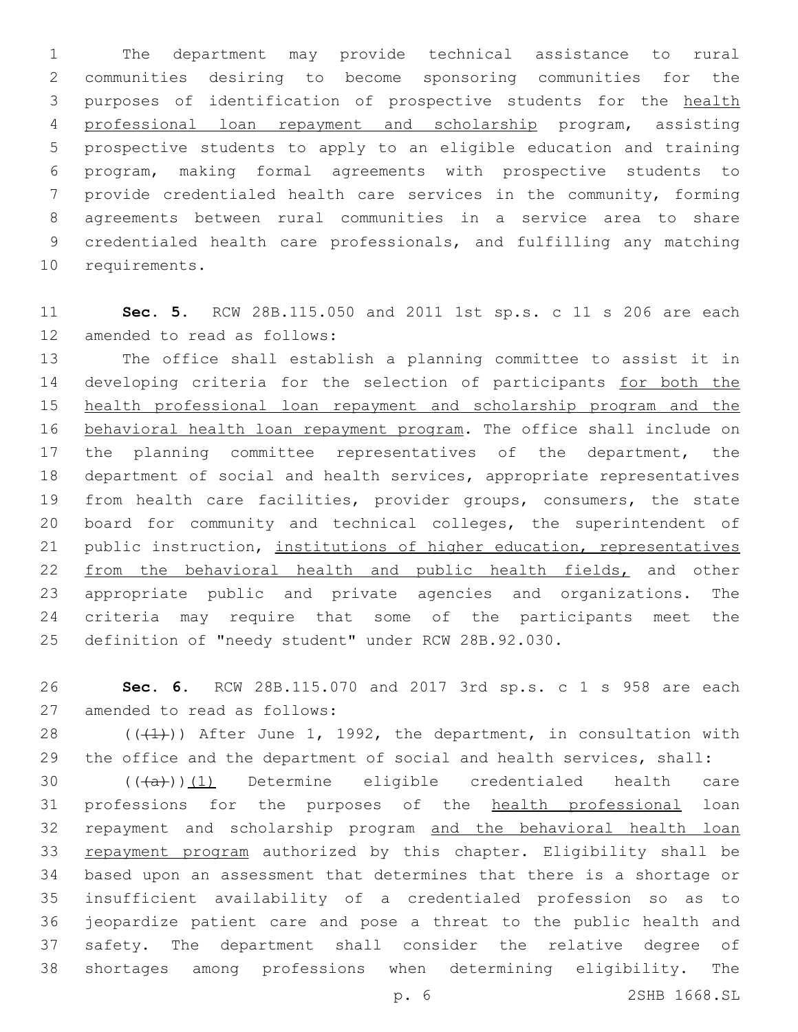The department may provide technical assistance to rural communities desiring to become sponsoring communities for the purposes of identification of prospective students for the health professional loan repayment and scholarship program, assisting prospective students to apply to an eligible education and training program, making formal agreements with prospective students to provide credentialed health care services in the community, forming agreements between rural communities in a service area to share credentialed health care professionals, and fulfilling any matching requirements.

**Sec. 5.** RCW 28B.115.050 and 2011 1st sp.s. c 11 s 206 are each amended to read as follows:

The office shall establish a planning committee to assist it in developing criteria for the selection of participants for both the health professional loan repayment and scholarship program and the behavioral health loan repayment program. The office shall include on the planning committee representatives of the department, the department of social and health services, appropriate representatives from health care facilities, provider groups, consumers, the state board for community and technical colleges, the superintendent of public instruction, institutions of higher education, representatives from the behavioral health and public health fields, and other appropriate public and private agencies and organizations. The criteria may require that some of the participants meet the definition of "needy student" under RCW 28B.92.030.

**Sec. 6.** RCW 28B.115.070 and 2017 3rd sp.s. c 1 s 958 are each amended to read as follows:

(((1))) After June 1, 1992, the department, in consultation with the office and the department of social and health services, shall:

(((a)))(1) Determine eligible credentialed health care professions for the purposes of the health professional loan repayment and scholarship program and the behavioral health loan repayment program authorized by this chapter. Eligibility shall be based upon an assessment that determines that there is a shortage or insufficient availability of a credentialed profession so as to jeopardize patient care and pose a threat to the public health and safety. The department shall consider the relative degree of shortages among professions when determining eligibility. The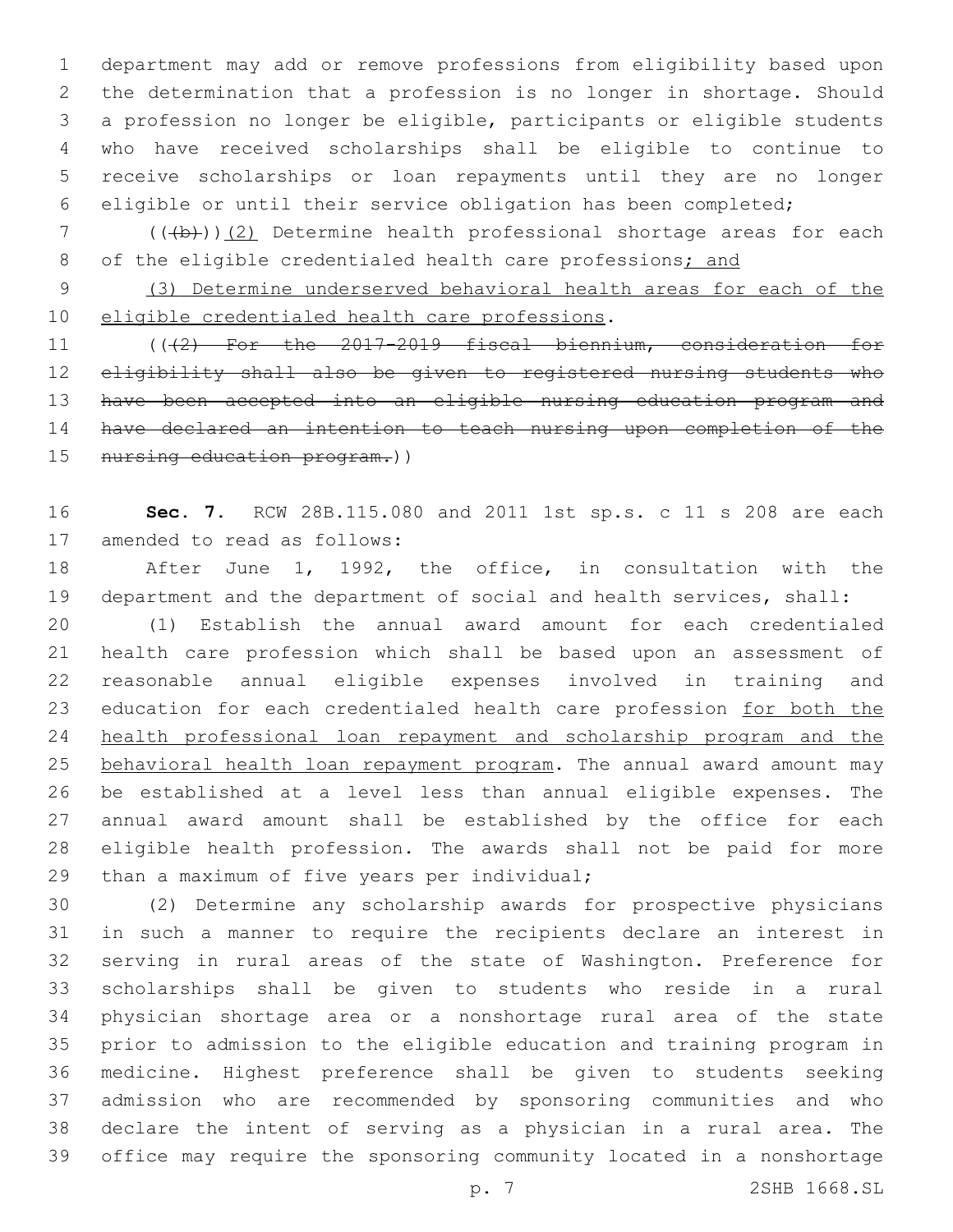department may add or remove professions from eligibility based upon the determination that a profession is no longer in shortage. Should a profession no longer be eligible, participants or eligible students who have received scholarships shall be eligible to continue to receive scholarships or loan repayments until they are no longer eligible or until their service obligation has been completed;

(((b)))(2) Determine health professional shortage areas for each of the eligible credentialed health care professions; and

(3) Determine underserved behavioral health areas for each of the eligible credentialed health care professions.

(((2) For the 2017-2019 fiscal biennium, consideration for eligibility shall also be given to registered nursing students who have been accepted into an eligible nursing education program and have declared an intention to teach nursing upon completion of the nursing education program.))

**Sec. 7.** RCW 28B.115.080 and 2011 1st sp.s. c 11 s 208 are each amended to read as follows:

After June 1, 1992, the office, in consultation with the department and the department of social and health services, shall:

(1) Establish the annual award amount for each credentialed health care profession which shall be based upon an assessment of reasonable annual eligible expenses involved in training and education for each credentialed health care profession for both the health professional loan repayment and scholarship program and the behavioral health loan repayment program. The annual award amount may be established at a level less than annual eligible expenses. The annual award amount shall be established by the office for each eligible health profession. The awards shall not be paid for more than a maximum of five years per individual;

(2) Determine any scholarship awards for prospective physicians in such a manner to require the recipients declare an interest in serving in rural areas of the state of Washington. Preference for scholarships shall be given to students who reside in a rural physician shortage area or a nonshortage rural area of the state prior to admission to the eligible education and training program in medicine. Highest preference shall be given to students seeking admission who are recommended by sponsoring communities and who declare the intent of serving as a physician in a rural area. The office may require the sponsoring community located in a nonshortage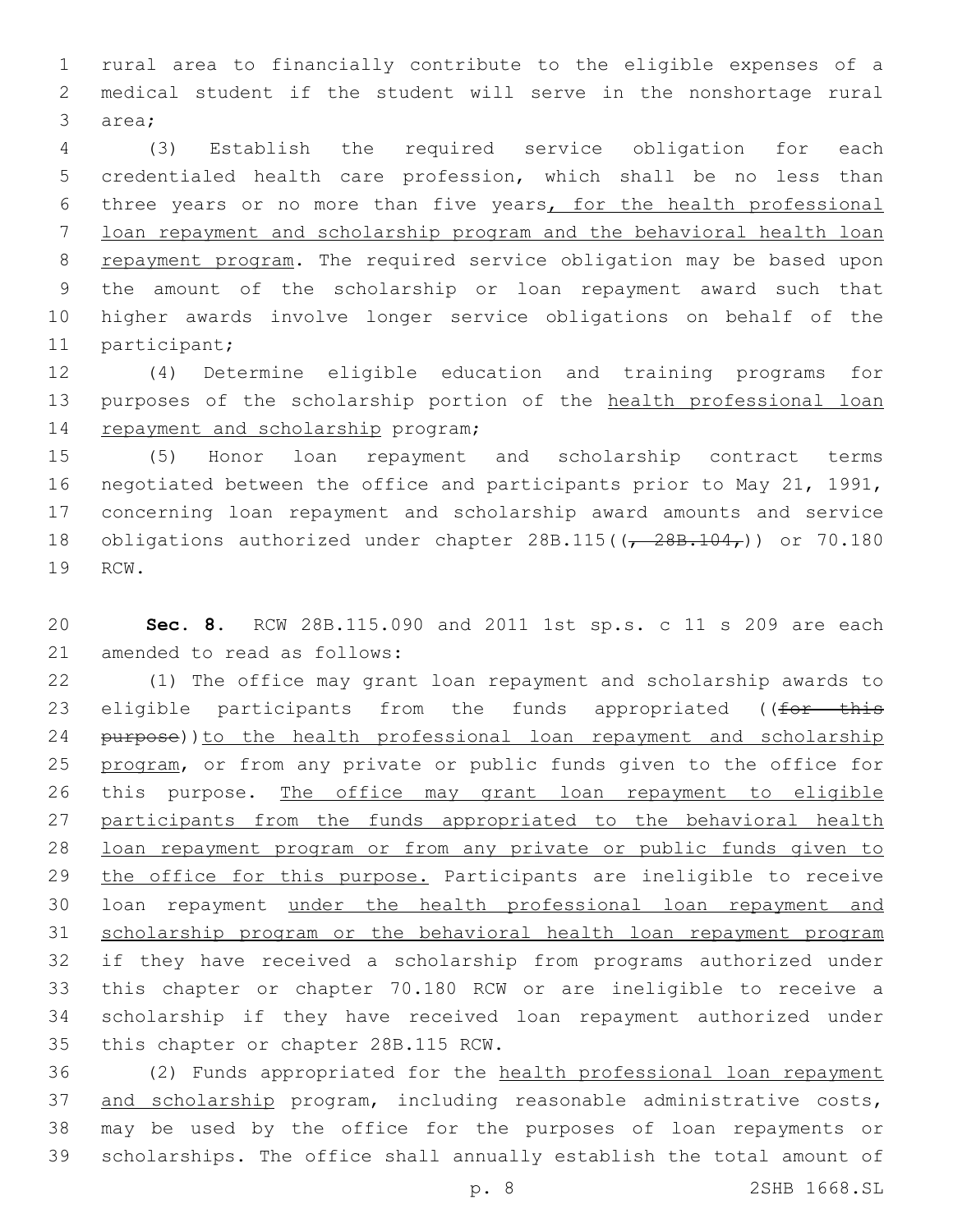rural area to financially contribute to the eligible expenses of a medical student if the student will serve in the nonshortage rural area;

(3) Establish the required service obligation for each credentialed health care profession, which shall be no less than three years or no more than five years, for the health professional loan repayment and scholarship program and the behavioral health loan repayment program. The required service obligation may be based upon the amount of the scholarship or loan repayment award such that higher awards involve longer service obligations on behalf of the participant;

(4) Determine eligible education and training programs for purposes of the scholarship portion of the health professional loan repayment and scholarship program;

(5) Honor loan repayment and scholarship contract terms negotiated between the office and participants prior to May 21, 1991, concerning loan repayment and scholarship award amounts and service obligations authorized under chapter 28B.115((, 28B.104,)) or 70.180 RCW.

**Sec. 8.** RCW 28B.115.090 and 2011 1st sp.s. c 11 s 209 are each amended to read as follows:

(1) The office may grant loan repayment and scholarship awards to eligible participants from the funds appropriated ((for this purpose))to the health professional loan repayment and scholarship program, or from any private or public funds given to the office for this purpose. The office may grant loan repayment to eligible participants from the funds appropriated to the behavioral health loan repayment program or from any private or public funds given to the office for this purpose. Participants are ineligible to receive loan repayment under the health professional loan repayment and scholarship program or the behavioral health loan repayment program if they have received a scholarship from programs authorized under this chapter or chapter 70.180 RCW or are ineligible to receive a scholarship if they have received loan repayment authorized under this chapter or chapter 28B.115 RCW.

(2) Funds appropriated for the health professional loan repayment and scholarship program, including reasonable administrative costs, may be used by the office for the purposes of loan repayments or scholarships. The office shall annually establish the total amount of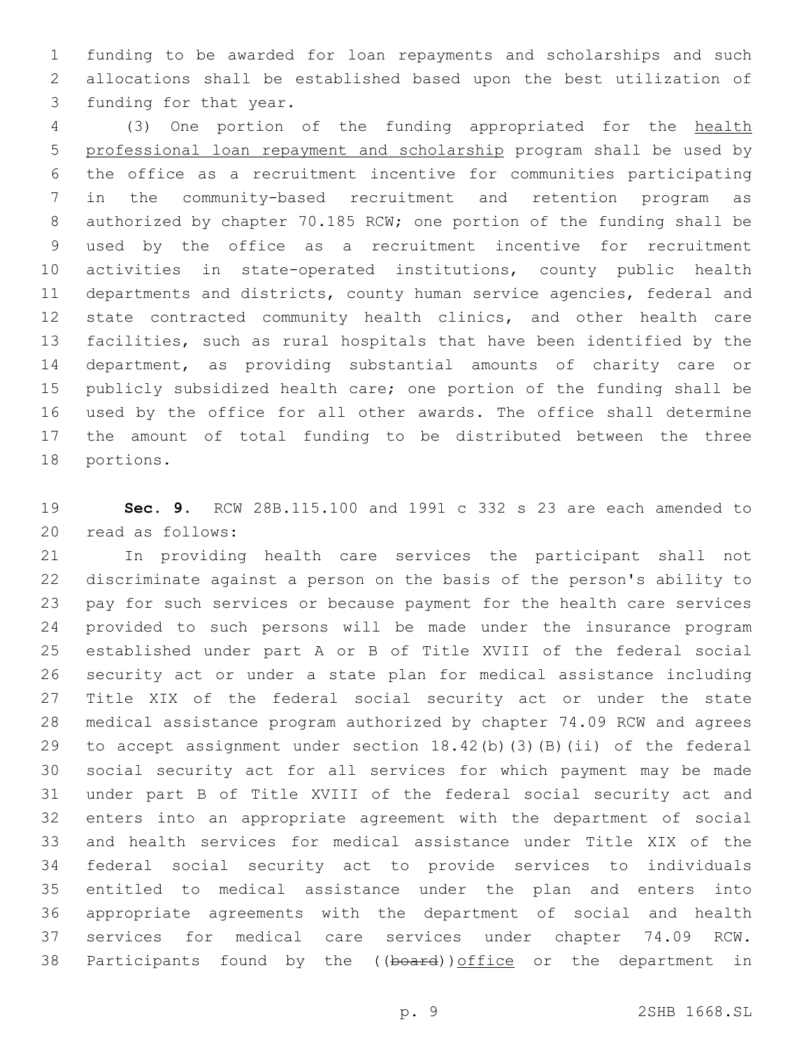funding to be awarded for loan repayments and scholarships and such allocations shall be established based upon the best utilization of funding for that year.

(3) One portion of the funding appropriated for the health professional loan repayment and scholarship program shall be used by the office as a recruitment incentive for communities participating in the community-based recruitment and retention program as authorized by chapter 70.185 RCW; one portion of the funding shall be used by the office as a recruitment incentive for recruitment activities in state-operated institutions, county public health departments and districts, county human service agencies, federal and state contracted community health clinics, and other health care facilities, such as rural hospitals that have been identified by the department, as providing substantial amounts of charity care or publicly subsidized health care; one portion of the funding shall be used by the office for all other awards. The office shall determine the amount of total funding to be distributed between the three portions.

**Sec. 9.** RCW 28B.115.100 and 1991 c 332 s 23 are each amended to read as follows:

In providing health care services the participant shall not discriminate against a person on the basis of the person's ability to pay for such services or because payment for the health care services provided to such persons will be made under the insurance program established under part A or B of Title XVIII of the federal social security act or under a state plan for medical assistance including Title XIX of the federal social security act or under the state medical assistance program authorized by chapter 74.09 RCW and agrees to accept assignment under section 18.42(b)(3)(B)(ii) of the federal social security act for all services for which payment may be made under part B of Title XVIII of the federal social security act and enters into an appropriate agreement with the department of social and health services for medical assistance under Title XIX of the federal social security act to provide services to individuals entitled to medical assistance under the plan and enters into appropriate agreements with the department of social and health services for medical care services under chapter 74.09 RCW. Participants found by the ((~~board~~)) office or the department in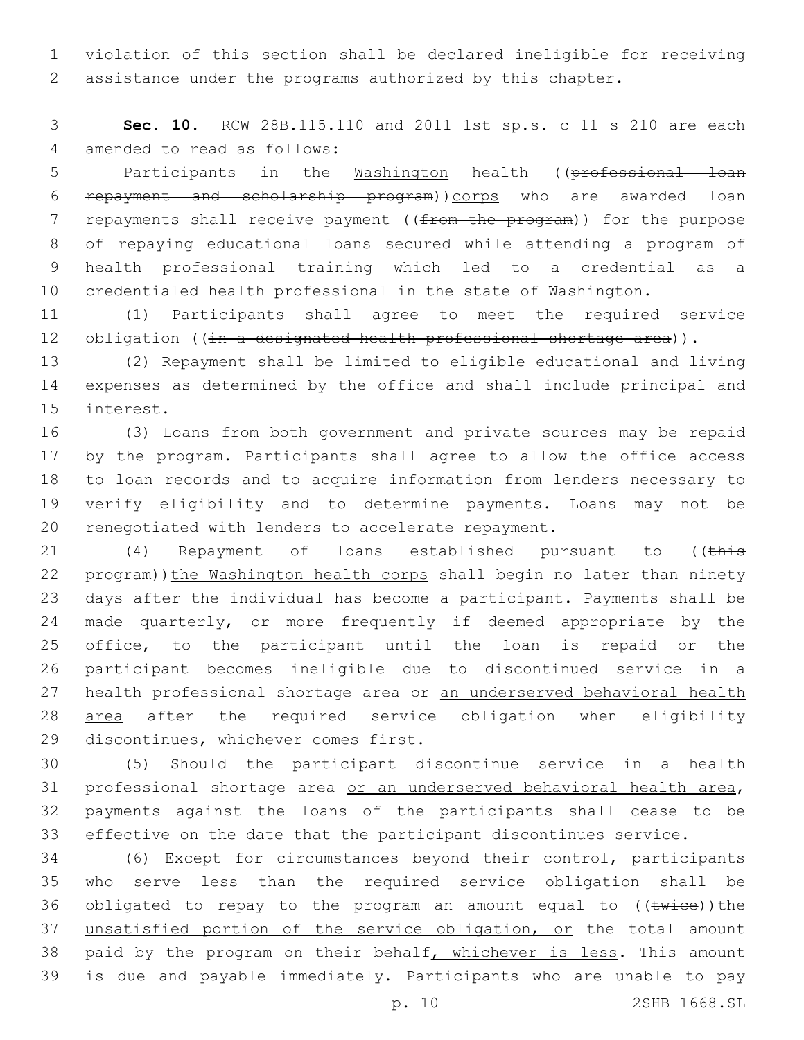violation of this section shall be declared ineligible for receiving assistance under the programs authorized by this chapter.

**Sec. 10.** RCW 28B.115.110 and 2011 1st sp.s. c 11 s 210 are each amended to read as follows:

Participants in the Washington health ((~~professional loan repayment and scholarship program~~))corps who are awarded loan repayments shall receive payment ((~~from the program~~)) for the purpose of repaying educational loans secured while attending a program of health professional training which led to a credential as a credentialed health professional in the state of Washington.

(1) Participants shall agree to meet the required service obligation ((~~in a designated health professional shortage area~~)).

(2) Repayment shall be limited to eligible educational and living expenses as determined by the office and shall include principal and interest.

(3) Loans from both government and private sources may be repaid by the program. Participants shall agree to allow the office access to loan records and to acquire information from lenders necessary to verify eligibility and to determine payments. Loans may not be renegotiated with lenders to accelerate repayment.

(4) Repayment of loans established pursuant to ((~~this program~~))the Washington health corps shall begin no later than ninety days after the individual has become a participant. Payments shall be made quarterly, or more frequently if deemed appropriate by the office, to the participant until the loan is repaid or the participant becomes ineligible due to discontinued service in a health professional shortage area or an underserved behavioral health area after the required service obligation when eligibility discontinues, whichever comes first.

(5) Should the participant discontinue service in a health professional shortage area or an underserved behavioral health area, payments against the loans of the participants shall cease to be effective on the date that the participant discontinues service.

(6) Except for circumstances beyond their control, participants who serve less than the required service obligation shall be obligated to repay to the program an amount equal to ((~~twice~~))the unsatisfied portion of the service obligation, or the total amount paid by the program on their behalf, whichever is less. This amount is due and payable immediately. Participants who are unable to pay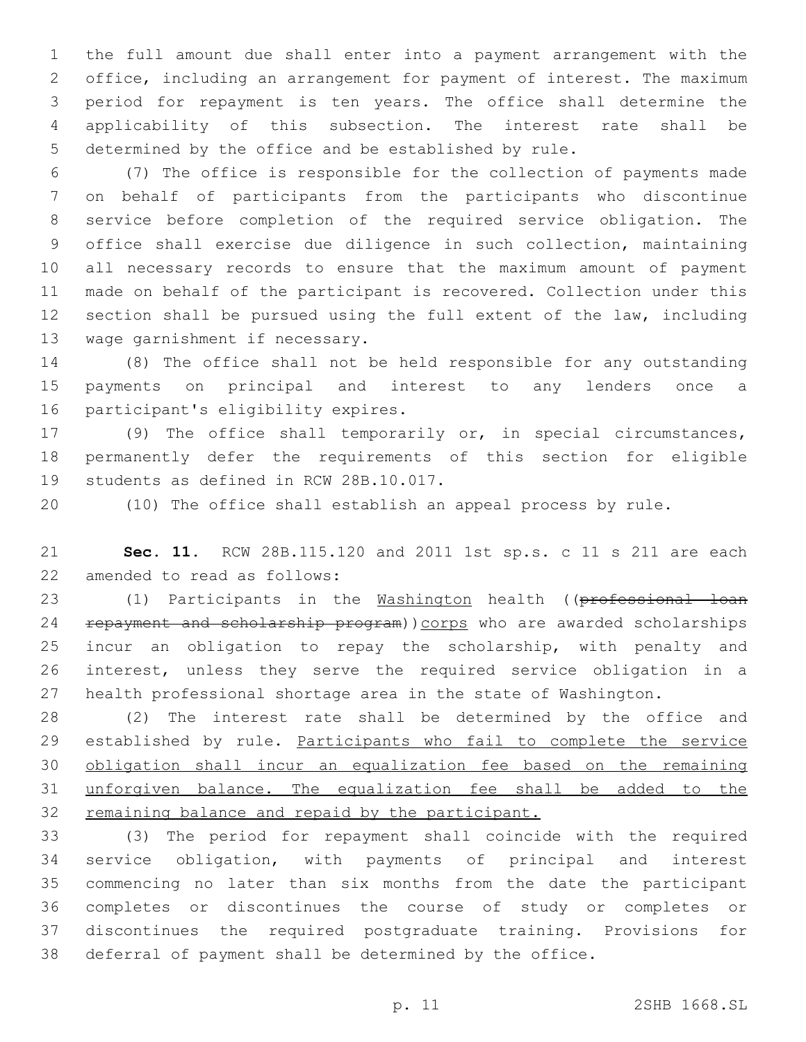the full amount due shall enter into a payment arrangement with the office, including an arrangement for payment of interest. The maximum period for repayment is ten years. The office shall determine the applicability of this subsection. The interest rate shall be determined by the office and be established by rule.

(7) The office is responsible for the collection of payments made on behalf of participants from the participants who discontinue service before completion of the required service obligation. The office shall exercise due diligence in such collection, maintaining all necessary records to ensure that the maximum amount of payment made on behalf of the participant is recovered. Collection under this section shall be pursued using the full extent of the law, including wage garnishment if necessary.

(8) The office shall not be held responsible for any outstanding payments on principal and interest to any lenders once a participant's eligibility expires.

(9) The office shall temporarily or, in special circumstances, permanently defer the requirements of this section for eligible students as defined in RCW 28B.10.017.

(10) The office shall establish an appeal process by rule.

**Sec. 11.** RCW 28B.115.120 and 2011 1st sp.s. c 11 s 211 are each amended to read as follows:

(1) Participants in the Washington health ((~~professional loan repayment and scholarship program~~))corps who are awarded scholarships incur an obligation to repay the scholarship, with penalty and interest, unless they serve the required service obligation in a health professional shortage area in the state of Washington.

(2) The interest rate shall be determined by the office and established by rule. Participants who fail to complete the service obligation shall incur an equalization fee based on the remaining unforgiven balance. The equalization fee shall be added to the remaining balance and repaid by the participant.

(3) The period for repayment shall coincide with the required service obligation, with payments of principal and interest commencing no later than six months from the date the participant completes or discontinues the course of study or completes or discontinues the required postgraduate training. Provisions for deferral of payment shall be determined by the office.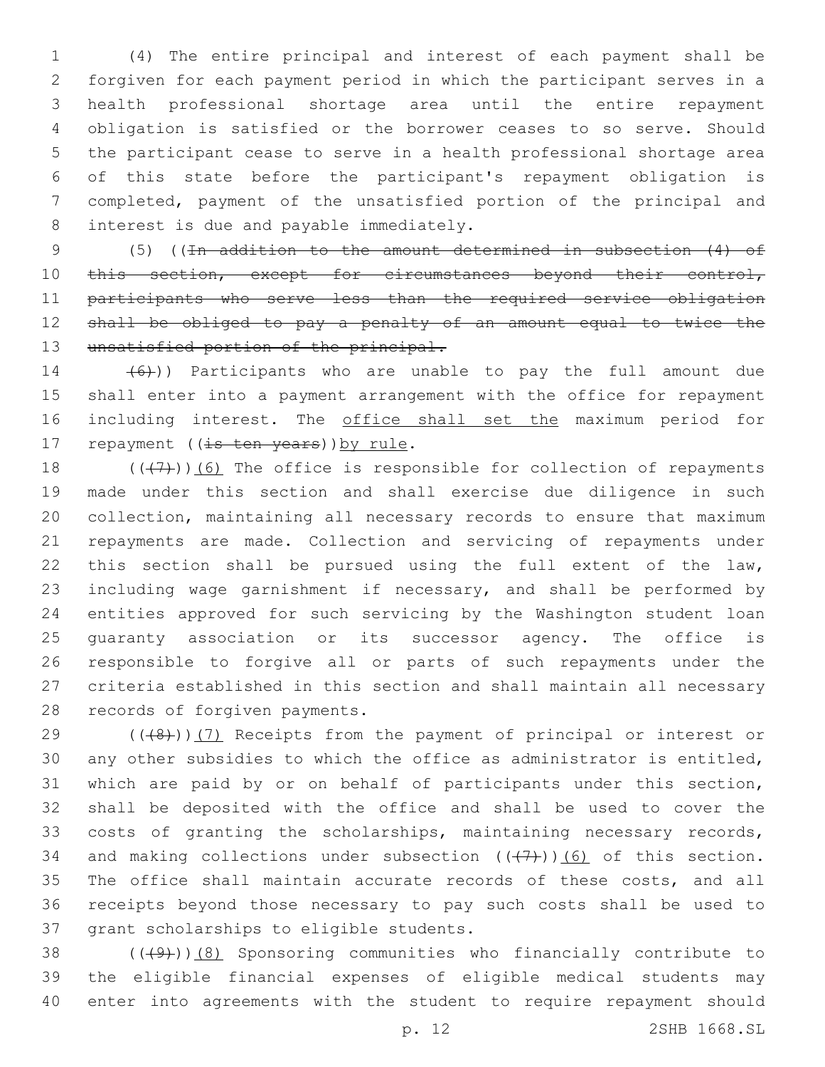(4) The entire principal and interest of each payment shall be forgiven for each payment period in which the participant serves in a health professional shortage area until the entire repayment obligation is satisfied or the borrower ceases to so serve. Should the participant cease to serve in a health professional shortage area of this state before the participant's repayment obligation is completed, payment of the unsatisfied portion of the principal and interest is due and payable immediately.

(5) ((~~In addition to the amount determined in subsection (4) of this section, except for circumstances beyond their control, participants who serve less than the required service obligation shall be obliged to pay a penalty of an amount equal to twice the unsatisfied portion of the principal.~~

~~(6)~~)) Participants who are unable to pay the full amount due shall enter into a payment arrangement with the office for repayment including interest. The office shall set the maximum period for repayment ((~~is ten years~~))by rule.

((~~(7)~~))(6) The office is responsible for collection of repayments made under this section and shall exercise due diligence in such collection, maintaining all necessary records to ensure that maximum repayments are made. Collection and servicing of repayments under this section shall be pursued using the full extent of the law, including wage garnishment if necessary, and shall be performed by entities approved for such servicing by the Washington student loan guaranty association or its successor agency. The office is responsible to forgive all or parts of such repayments under the criteria established in this section and shall maintain all necessary records of forgiven payments.

((~~(8)~~))(7) Receipts from the payment of principal or interest or any other subsidies to which the office as administrator is entitled, which are paid by or on behalf of participants under this section, shall be deposited with the office and shall be used to cover the costs of granting the scholarships, maintaining necessary records, and making collections under subsection ((~~(7)~~))(6) of this section. The office shall maintain accurate records of these costs, and all receipts beyond those necessary to pay such costs shall be used to grant scholarships to eligible students.

((~~(9)~~))(8) Sponsoring communities who financially contribute to the eligible financial expenses of eligible medical students may enter into agreements with the student to require repayment should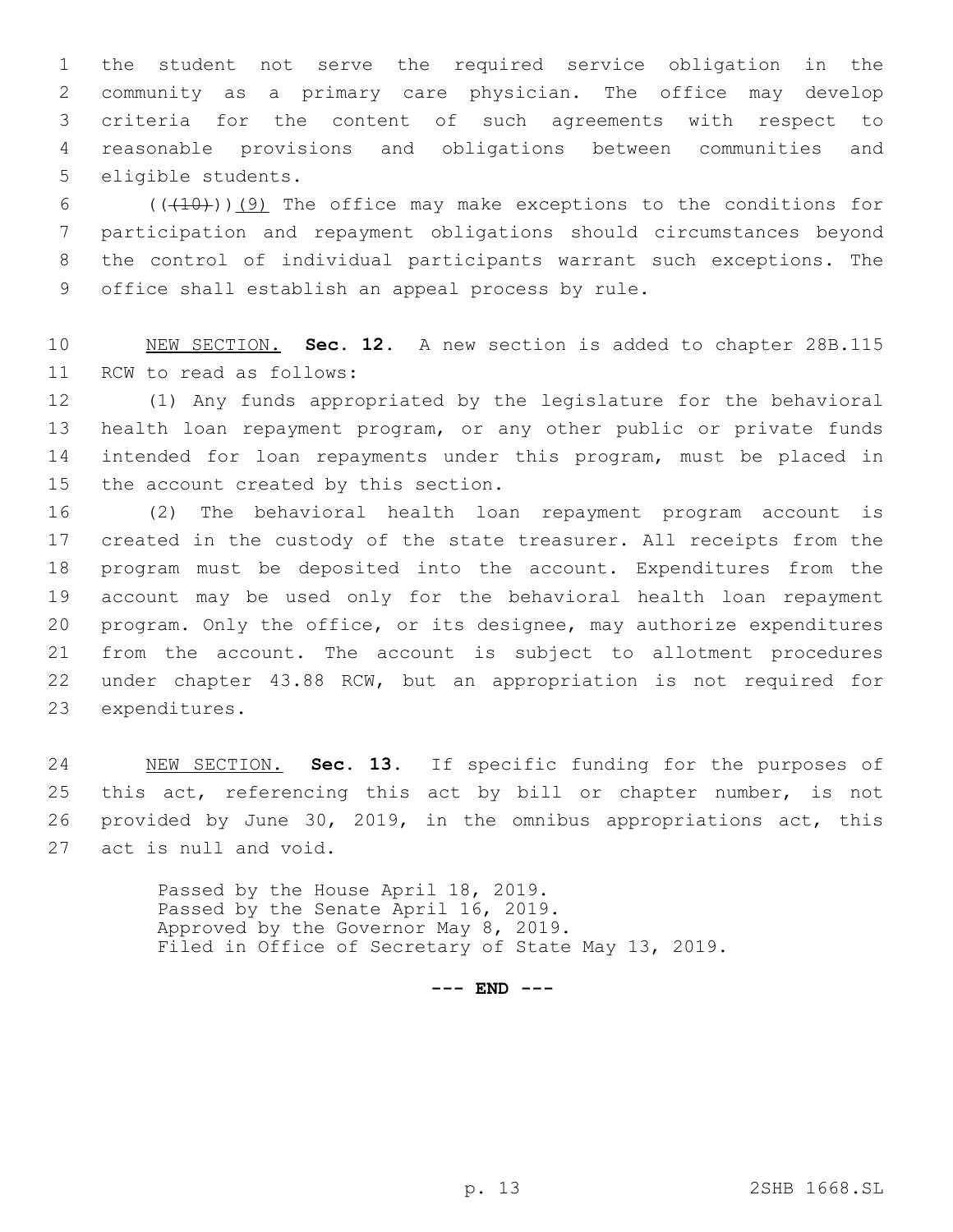the student not serve the required service obligation in the community as a primary care physician. The office may develop criteria for the content of such agreements with respect to reasonable provisions and obligations between communities and eligible students.

(((10))) (9) The office may make exceptions to the conditions for participation and repayment obligations should circumstances beyond the control of individual participants warrant such exceptions. The office shall establish an appeal process by rule.

NEW SECTION. **Sec. 12.** A new section is added to chapter 28B.115 RCW to read as follows:

(1) Any funds appropriated by the legislature for the behavioral health loan repayment program, or any other public or private funds intended for loan repayments under this program, must be placed in the account created by this section.

(2) The behavioral health loan repayment program account is created in the custody of the state treasurer. All receipts from the program must be deposited into the account. Expenditures from the account may be used only for the behavioral health loan repayment program. Only the office, or its designee, may authorize expenditures from the account. The account is subject to allotment procedures under chapter 43.88 RCW, but an appropriation is not required for expenditures.

NEW SECTION. **Sec. 13.** If specific funding for the purposes of this act, referencing this act by bill or chapter number, is not provided by June 30, 2019, in the omnibus appropriations act, this act is null and void.

Passed by the House April 18, 2019.
Passed by the Senate April 16, 2019.
Approved by the Governor May 8, 2019.
Filed in Office of Secretary of State May 13, 2019.

**--- END ---**